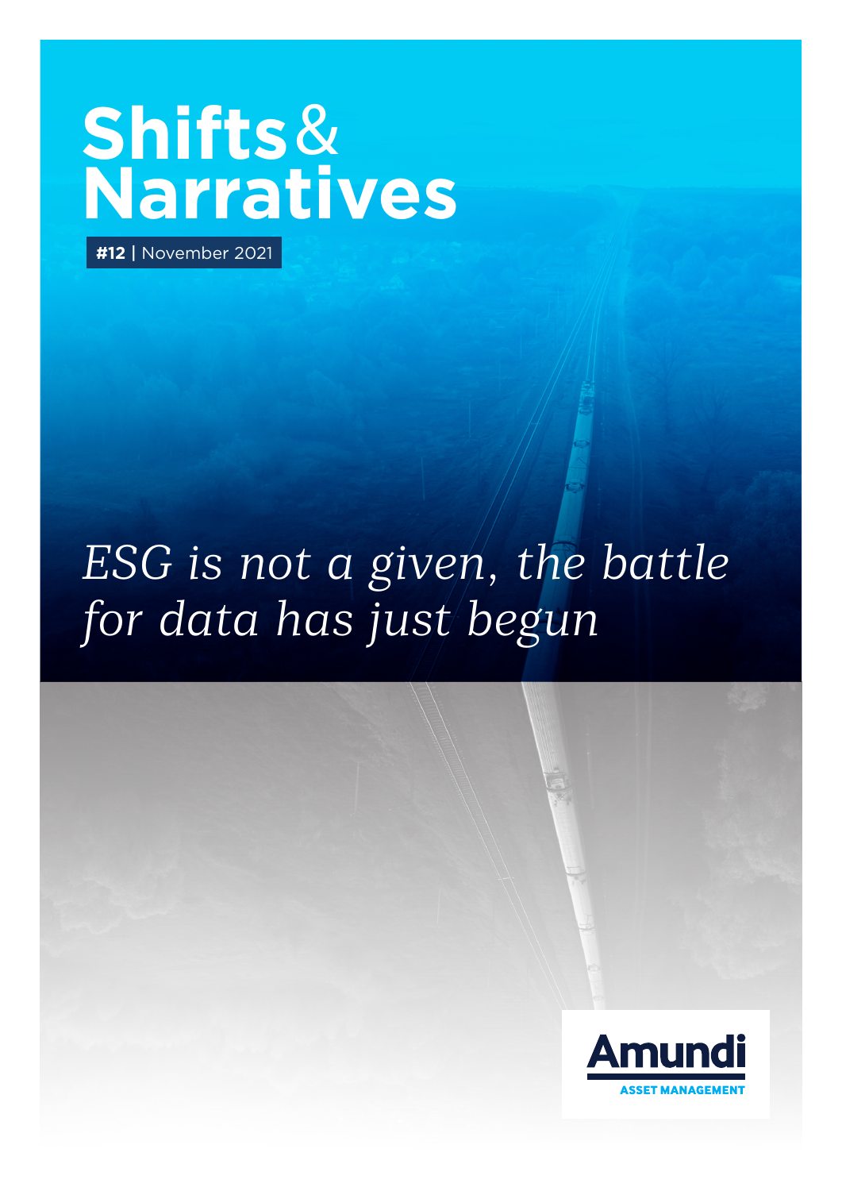# Shifts & Narratives

**#12** | November 2021

*ESG is not a given, the battle for data has just begun*

Amundi ASSET MANAGEMENT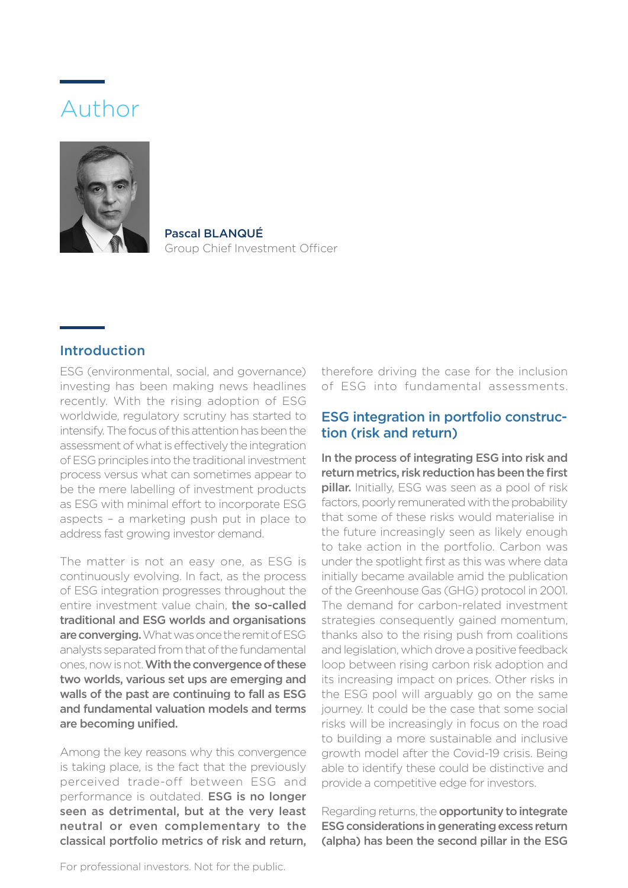# Author

**Pascal BLANQUÉ**
Group Chief Investment Officer

## Introduction

ESG (environmental, social, and governance) investing has been making news headlines recently. With the rising adoption of ESG worldwide, regulatory scrutiny has started to intensify. The focus of this attention has been the assessment of what is effectively the integration of ESG principles into the traditional investment process versus what can sometimes appear to be the mere labelling of investment products as ESG with minimal effort to incorporate ESG aspects – a marketing push put in place to address fast growing investor demand.

The matter is not an easy one, as ESG is continuously evolving. In fact, as the process of ESG integration progresses throughout the entire investment value chain, **the so-called traditional and ESG worlds and organisations are converging.** What was once the remit of ESG analysts separated from that of the fundamental ones, now is not. **With the convergence of these two worlds, various set ups are emerging and walls of the past are continuing to fall as ESG and fundamental valuation models and terms are becoming unified.**

Among the key reasons why this convergence is taking place, is the fact that the previously perceived trade-off between ESG and performance is outdated. **ESG is no longer seen as detrimental, but at the very least neutral or even complementary to the classical portfolio metrics of risk and return,** therefore driving the case for the inclusion of ESG into fundamental assessments.

## ESG integration in portfolio construction (risk and return)

**In the process of integrating ESG into risk and return metrics, risk reduction has been the first pillar.** Initially, ESG was seen as a pool of risk factors, poorly remunerated with the probability that some of these risks would materialise in the future increasingly seen as likely enough to take action in the portfolio. Carbon was under the spotlight first as this was where data initially became available amid the publication of the Greenhouse Gas (GHG) protocol in 2001. The demand for carbon-related investment strategies consequently gained momentum, thanks also to the rising push from coalitions and legislation, which drove a positive feedback loop between rising carbon risk adoption and its increasing impact on prices. Other risks in the ESG pool will arguably go on the same journey. It could be the case that some social risks will be increasingly in focus on the road to building a more sustainable and inclusive growth model after the Covid-19 crisis. Being able to identify these could be distinctive and provide a competitive edge for investors.

Regarding returns, the **opportunity to integrate ESG considerations in generating excess return (alpha) has been the second pillar in the ESG**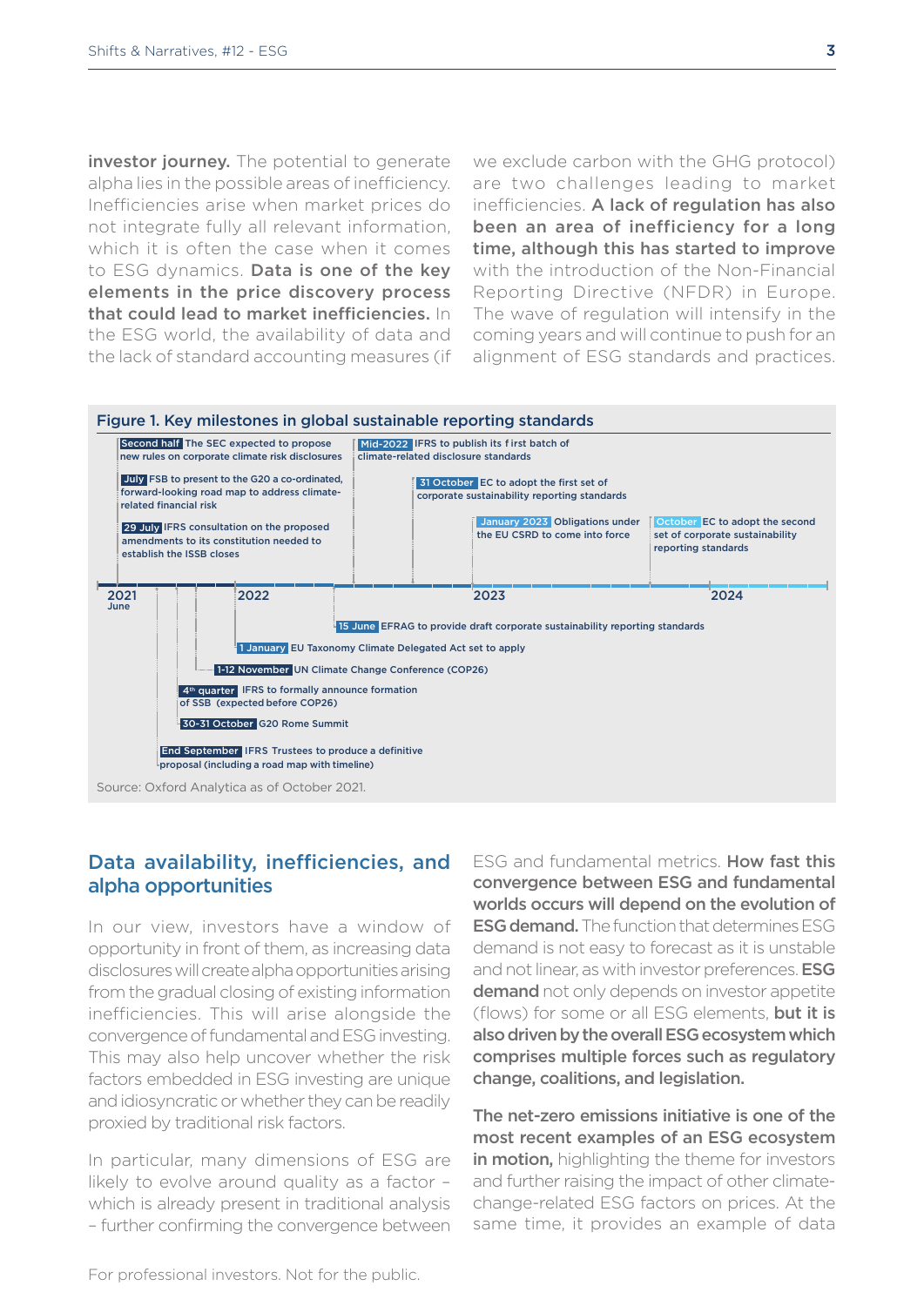**investor journey.** The potential to generate alpha lies in the possible areas of inefficiency. Inefficiencies arise when market prices do not integrate fully all relevant information, which it is often the case when it comes to ESG dynamics. **Data is one of the key elements in the price discovery process that could lead to market inefficiencies.** In the ESG world, the availability of data and the lack of standard accounting measures (if we exclude carbon with the GHG protocol) are two challenges leading to market inefficiencies. **A lack of regulation has also been an area of inefficiency for a long time, although this has started to improve** with the introduction of the Non-Financial Reporting Directive (NFDR) in Europe. The wave of regulation will intensify in the coming years and will continue to push for an alignment of ESG standards and practices.

**Figure 1. Key milestones in global sustainable reporting standards**

Timeline: 2021 June – 2022 – 2023 – 2024

- **Second half** The SEC expected to propose new rules on corporate climate risk disclosures
- **July** FSB to present to the G20 a co-ordinated, forward-looking road map to address climate-related financial risk
- **29 July** IFRS consultation on the proposed amendments to its constitution needed to establish the ISSB closes
- **End September** IFRS Trustees to produce a definitive proposal (including a road map with timeline)
- **30-31 October** G20 Rome Summit
- **4th quarter** IFRS to formally announce formation of SSB (expected before COP26)
- **1-12 November** UN Climate Change Conference (COP26)
- **1 January** EU Taxonomy Climate Delegated Act set to apply
- **15 June** EFRAG to provide draft corporate sustainability reporting standards
- **Mid-2022** IFRS to publish its first batch of climate-related disclosure standards
- **31 October** EC to adopt the first set of corporate sustainability reporting standards
- **January 2023** Obligations under the EU CSRD to come into force
- **October** EC to adopt the second set of corporate sustainability reporting standards

Source: Oxford Analytica as of October 2021.

## Data availability, inefficiencies, and alpha opportunities

In our view, investors have a window of opportunity in front of them, as increasing data disclosures will create alpha opportunities arising from the gradual closing of existing information inefficiencies. This will arise alongside the convergence of fundamental and ESG investing. This may also help uncover whether the risk factors embedded in ESG investing are unique and idiosyncratic or whether they can be readily proxied by traditional risk factors.

In particular, many dimensions of ESG are likely to evolve around quality as a factor – which is already present in traditional analysis – further confirming the convergence between ESG and fundamental metrics. **How fast this convergence between ESG and fundamental worlds occurs will depend on the evolution of ESG demand.** The function that determines ESG demand is not easy to forecast as it is unstable and not linear, as with investor preferences. **ESG demand** not only depends on investor appetite (flows) for some or all ESG elements, **but it is also driven by the overall ESG ecosystem which comprises multiple forces such as regulatory change, coalitions, and legislation.**

**The net-zero emissions initiative is one of the most recent examples of an ESG ecosystem in motion,** highlighting the theme for investors and further raising the impact of other climate-change-related ESG factors on prices. At the same time, it provides an example of data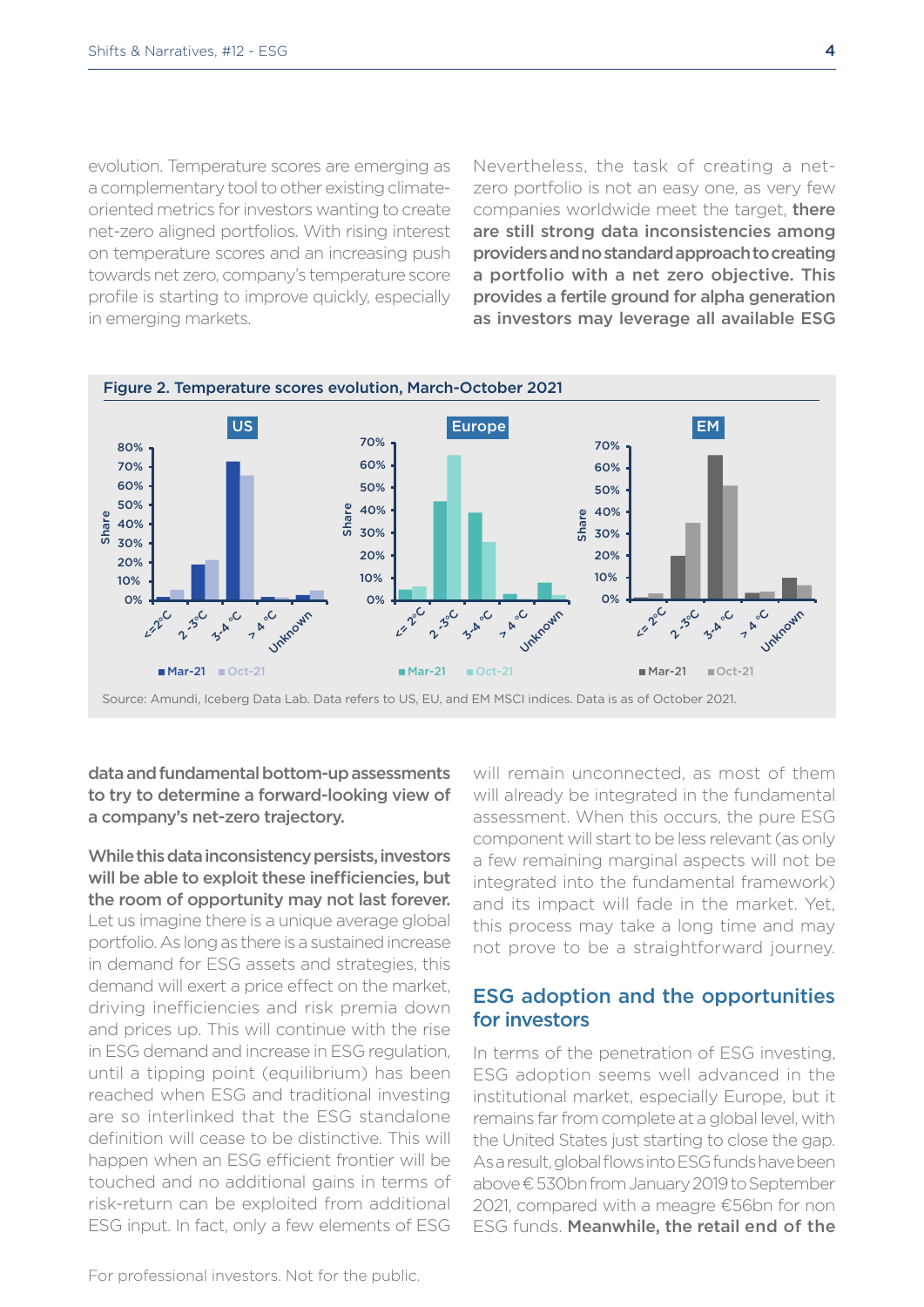evolution. Temperature scores are emerging as a complementary tool to other existing climate-oriented metrics for investors wanting to create net-zero aligned portfolios. With rising interest on temperature scores and an increasing push towards net zero, company's temperature score profile is starting to improve quickly, especially in emerging markets.

Nevertheless, the task of creating a net-zero portfolio is not an easy one, as very few companies worldwide meet the target, **there are still strong data inconsistencies among providers and no standard approach to creating a portfolio with a net zero objective. This provides a fertile ground for alpha generation as investors may leverage all available ESG data and fundamental bottom-up assessments to try to determine a forward-looking view of a company's net-zero trajectory.**

**Figure 2. Temperature scores evolution, March-October 2021**

Source: Amundi, Iceberg Data Lab. Data refers to US, EU, and EM MSCI indices. Data is as of October 2021.

**While this data inconsistency persists, investors will be able to exploit these inefficiencies, but the room of opportunity may not last forever.** Let us imagine there is a unique average global portfolio. As long as there is a sustained increase in demand for ESG assets and strategies, this demand will exert a price effect on the market, driving inefficiencies and risk premia down and prices up. This will continue with the rise in ESG demand and increase in ESG regulation, until a tipping point (equilibrium) has been reached when ESG and traditional investing are so interlinked that the ESG standalone definition will cease to be distinctive. This will happen when an ESG efficient frontier will be touched and no additional gains in terms of risk-return can be exploited from additional ESG input. In fact, only a few elements of ESG will remain unconnected, as most of them will already be integrated in the fundamental assessment. When this occurs, the pure ESG component will start to be less relevant (as only a few remaining marginal aspects will not be integrated into the fundamental framework) and its impact will fade in the market. Yet, this process may take a long time and may not prove to be a straightforward journey.

## ESG adoption and the opportunities for investors

In terms of the penetration of ESG investing, ESG adoption seems well advanced in the institutional market, especially Europe, but it remains far from complete at a global level, with the United States just starting to close the gap. As a result, global flows into ESG funds have been above €530bn from January 2019 to September 2021, compared with a meagre €56bn for non ESG funds. **Meanwhile, the retail end of the**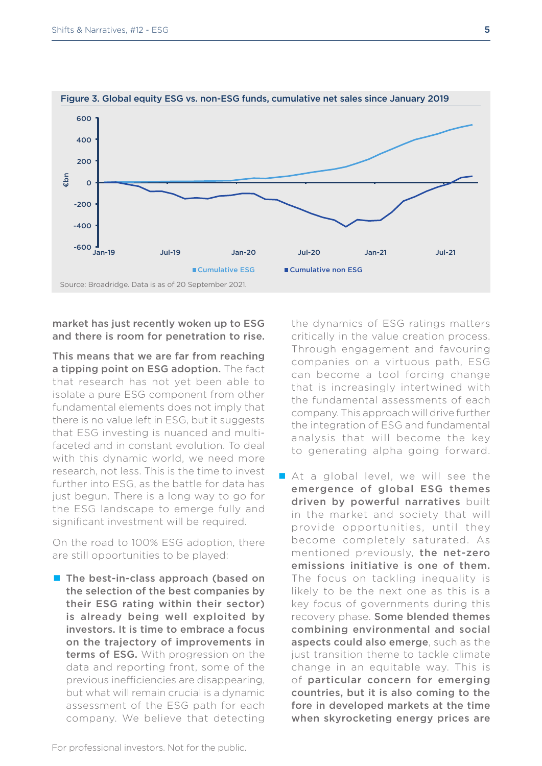**Figure 3. Global equity ESG vs. non-ESG funds, cumulative net sales since January 2019**

Source: Broadridge. Data is as of 20 September 2021.

**market has just recently woken up to ESG and there is room for penetration to rise.**

**This means that we are far from reaching a tipping point on ESG adoption.** The fact that research has not yet been able to isolate a pure ESG component from other fundamental elements does not imply that there is no value left in ESG, but it suggests that ESG investing is nuanced and multi-faceted and in constant evolution. To deal with this dynamic world, we need more research, not less. This is the time to invest further into ESG, as the battle for data has just begun. There is a long way to go for the ESG landscape to emerge fully and significant investment will be required.

On the road to 100% ESG adoption, there are still opportunities to be played:

- **The best-in-class approach (based on the selection of the best companies by their ESG rating within their sector) is already being well exploited by investors. It is time to embrace a focus on the trajectory of improvements in terms of ESG.** With progression on the data and reporting front, some of the previous inefficiencies are disappearing, but what will remain crucial is a dynamic assessment of the ESG path for each company. We believe that detecting the dynamics of ESG ratings matters critically in the value creation process. Through engagement and favouring companies on a virtuous path, ESG can become a tool forcing change that is increasingly intertwined with the fundamental assessments of each company. This approach will drive further the integration of ESG and fundamental analysis that will become the key to generating alpha going forward.
- At a global level, we will see the **emergence of global ESG themes driven by powerful narratives** built in the market and society that will provide opportunities, until they become completely saturated. As mentioned previously, **the net-zero emissions initiative is one of them.** The focus on tackling inequality is likely to be the next one as this is a key focus of governments during this recovery phase. **Some blended themes combining environmental and social aspects could also emerge**, such as the just transition theme to tackle climate change in an equitable way. This is of **particular concern for emerging countries, but it is also coming to the fore in developed markets at the time when skyrocketing energy prices are**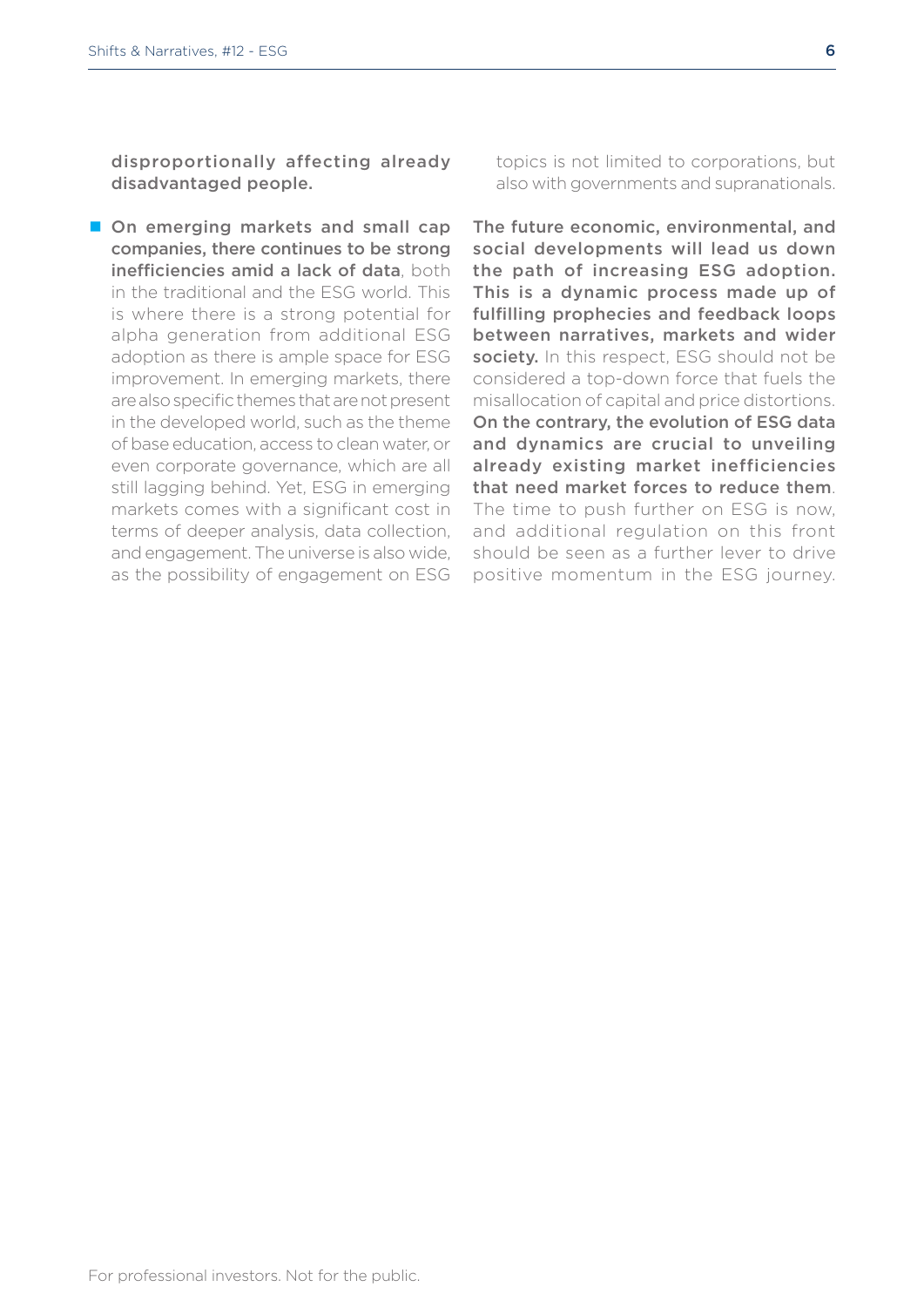**disproportionally affecting already disadvantaged people.**

- **On emerging markets and small cap companies, there continues to be strong inefficiencies amid a lack of data**, both in the traditional and the ESG world. This is where there is a strong potential for alpha generation from additional ESG adoption as there is ample space for ESG improvement. In emerging markets, there are also specific themes that are not present in the developed world, such as the theme of base education, access to clean water, or even corporate governance, which are all still lagging behind. Yet, ESG in emerging markets comes with a significant cost in terms of deeper analysis, data collection, and engagement. The universe is also wide, as the possibility of engagement on ESG topics is not limited to corporations, but also with governments and supranationals.

**The future economic, environmental, and social developments will lead us down the path of increasing ESG adoption. This is a dynamic process made up of fulfilling prophecies and feedback loops between narratives, markets and wider society.** In this respect, ESG should not be considered a top-down force that fuels the misallocation of capital and price distortions. **On the contrary, the evolution of ESG data and dynamics are crucial to unveiling already existing market inefficiencies that need market forces to reduce them**. The time to push further on ESG is now, and additional regulation on this front should be seen as a further lever to drive positive momentum in the ESG journey.

For professional investors. Not for the public.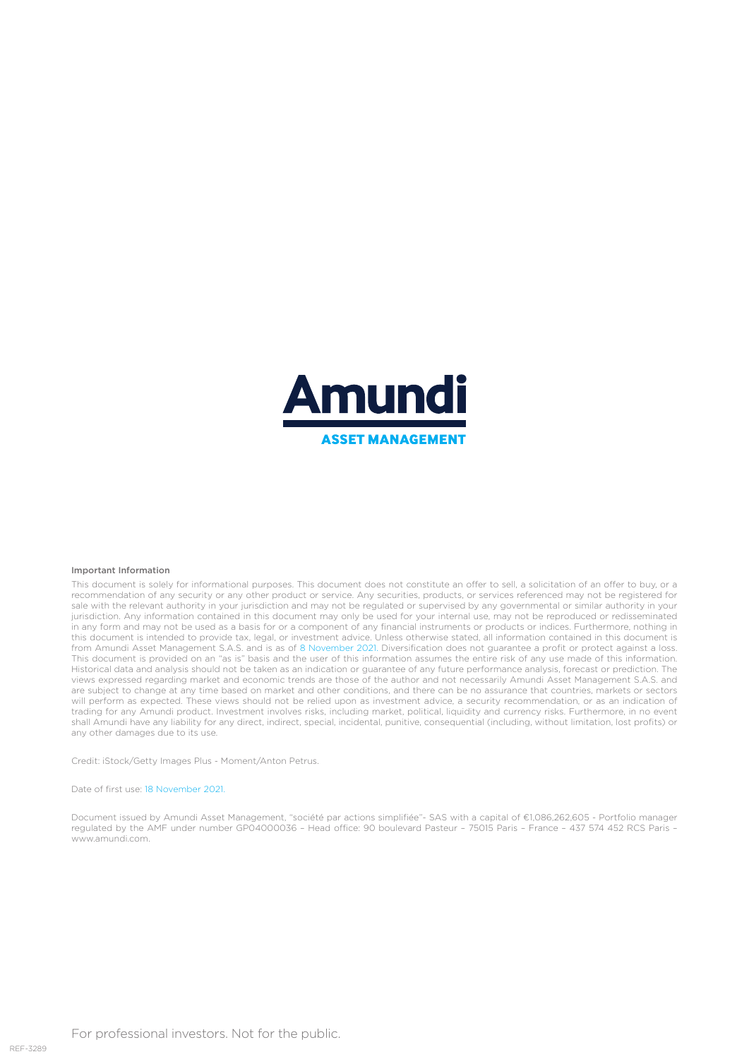Amundi

ASSET MANAGEMENT

**Important Information**

This document is solely for informational purposes. This document does not constitute an offer to sell, a solicitation of an offer to buy, or a recommendation of any security or any other product or service. Any securities, products, or services referenced may not be registered for sale with the relevant authority in your jurisdiction and may not be regulated or supervised by any governmental or similar authority in your jurisdiction. Any information contained in this document may only be used for your internal use, may not be reproduced or redisseminated in any form and may not be used as a basis for or a component of any financial instruments or products or indices. Furthermore, nothing in this document is intended to provide tax, legal, or investment advice. Unless otherwise stated, all information contained in this document is from Amundi Asset Management S.A.S. and is as of 8 November 2021. Diversification does not guarantee a profit or protect against a loss. This document is provided on an "as is" basis and the user of this information assumes the entire risk of any use made of this information. Historical data and analysis should not be taken as an indication or guarantee of any future performance analysis, forecast or prediction. The views expressed regarding market and economic trends are those of the author and not necessarily Amundi Asset Management S.A.S. and are subject to change at any time based on market and other conditions, and there can be no assurance that countries, markets or sectors will perform as expected. These views should not be relied upon as investment advice, a security recommendation, or as an indication of trading for any Amundi product. Investment involves risks, including market, political, liquidity and currency risks. Furthermore, in no event shall Amundi have any liability for any direct, indirect, special, incidental, punitive, consequential (including, without limitation, lost profits) or any other damages due to its use.

Credit: iStock/Getty Images Plus - Moment/Anton Petrus.

Date of first use: 18 November 2021.

Document issued by Amundi Asset Management, "société par actions simplifiée"- SAS with a capital of €1,086,262,605 - Portfolio manager regulated by the AMF under number GP04000036 – Head office: 90 boulevard Pasteur – 75015 Paris – France – 437 574 452 RCS Paris – www.amundi.com.

For professional investors. Not for the public.

REF-3289